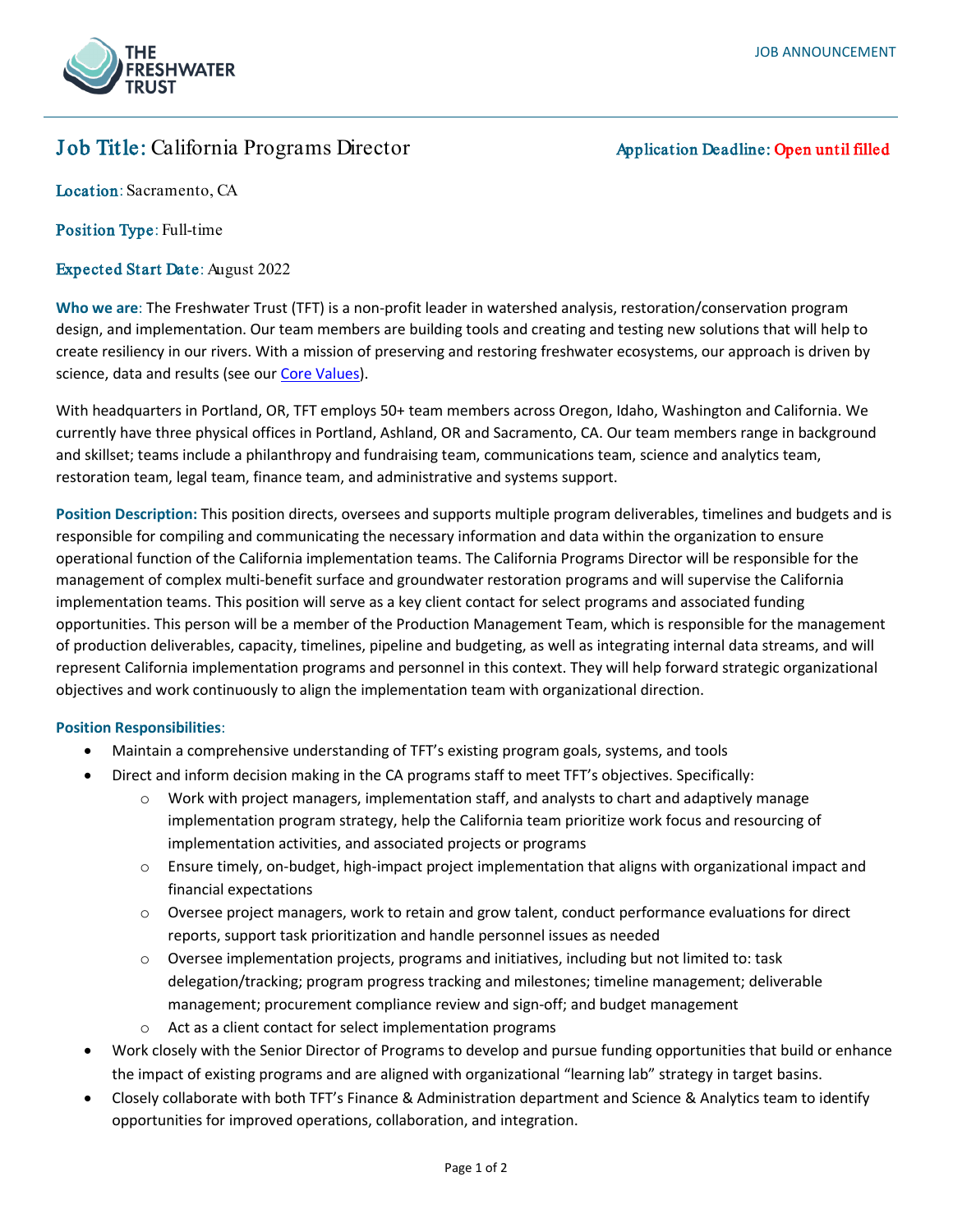JOB ANNOUNCEMENT

# Job Title: California Programs Director

**Application Deadline:** Open until filled

**Location**: Sacramento, CA

**Position Type**: Full-time

**Expected Start Date**: August 2022

**Who we are**: The Freshwater Trust (TFT) is a non-profit leader in watershed analysis, restoration/conservation program design, and implementation. Our team members are building tools and creating and testing new solutions that will help to create resiliency in our rivers. With a mission of preserving and restoring freshwater ecosystems, our approach is driven by science, data and results (see our Core Values).

With headquarters in Portland, OR, TFT employs 50+ team members across Oregon, Idaho, Washington and California. We currently have three physical offices in Portland, Ashland, OR and Sacramento, CA. Our team members range in background and skillset; teams include a philanthropy and fundraising team, communications team, science and analytics team, restoration team, legal team, finance team, and administrative and systems support.

**Position Description:** This position directs, oversees and supports multiple program deliverables, timelines and budgets and is responsible for compiling and communicating the necessary information and data within the organization to ensure operational function of the California implementation teams. The California Programs Director will be responsible for the management of complex multi-benefit surface and groundwater restoration programs and will supervise the California implementation teams. This position will serve as a key client contact for select programs and associated funding opportunities. This person will be a member of the Production Management Team, which is responsible for the management of production deliverables, capacity, timelines, pipeline and budgeting, as well as integrating internal data streams, and will represent California implementation programs and personnel in this context. They will help forward strategic organizational objectives and work continuously to align the implementation team with organizational direction.

**Position Responsibilities**:

- Maintain a comprehensive understanding of TFT's existing program goals, systems, and tools
- Direct and inform decision making in the CA programs staff to meet TFT's objectives. Specifically:
    - Work with project managers, implementation staff, and analysts to chart and adaptively manage implementation program strategy, help the California team prioritize work focus and resourcing of implementation activities, and associated projects or programs
    - Ensure timely, on-budget, high-impact project implementation that aligns with organizational impact and financial expectations
    - Oversee project managers, work to retain and grow talent, conduct performance evaluations for direct reports, support task prioritization and handle personnel issues as needed
    - Oversee implementation projects, programs and initiatives, including but not limited to: task delegation/tracking; program progress tracking and milestones; timeline management; deliverable management; procurement compliance review and sign-off; and budget management
    - Act as a client contact for select implementation programs
- Work closely with the Senior Director of Programs to develop and pursue funding opportunities that build or enhance the impact of existing programs and are aligned with organizational "learning lab" strategy in target basins.
- Closely collaborate with both TFT's Finance & Administration department and Science & Analytics team to identify opportunities for improved operations, collaboration, and integration.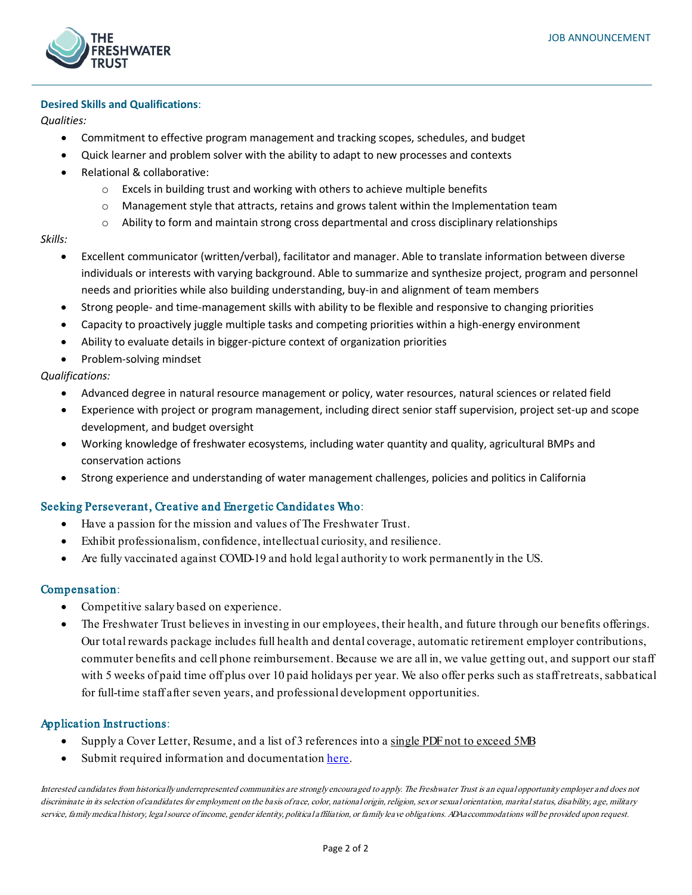**Desired Skills and Qualifications**:

*Qualities:*

- Commitment to effective program management and tracking scopes, schedules, and budget
- Quick learner and problem solver with the ability to adapt to new processes and contexts
- Relational & collaborative:
  - Excels in building trust and working with others to achieve multiple benefits
  - Management style that attracts, retains and grows talent within the Implementation team
  - Ability to form and maintain strong cross departmental and cross disciplinary relationships

*Skills:*

- Excellent communicator (written/verbal), facilitator and manager. Able to translate information between diverse individuals or interests with varying background. Able to summarize and synthesize project, program and personnel needs and priorities while also building understanding, buy-in and alignment of team members
- Strong people- and time-management skills with ability to be flexible and responsive to changing priorities
- Capacity to proactively juggle multiple tasks and competing priorities within a high-energy environment
- Ability to evaluate details in bigger-picture context of organization priorities
- Problem-solving mindset

*Qualifications:*

- Advanced degree in natural resource management or policy, water resources, natural sciences or related field
- Experience with project or program management, including direct senior staff supervision, project set-up and scope development, and budget oversight
- Working knowledge of freshwater ecosystems, including water quantity and quality, agricultural BMPs and conservation actions
- Strong experience and understanding of water management challenges, policies and politics in California

## Seeking Perseverant, Creative and Energetic Candidates Who:

- Have a passion for the mission and values of The Freshwater Trust.
- Exhibit professionalism, confidence, intellectual curiosity, and resilience.
- Are fully vaccinated against COVID-19 and hold legal authority to work permanently in the US.

## Compensation:

- Competitive salary based on experience.
- The Freshwater Trust believes in investing in our employees, their health, and future through our benefits offerings. Our total rewards package includes full health and dental coverage, automatic retirement employer contributions, commuter benefits and cell phone reimbursement. Because we are all in, we value getting out, and support our staff with 5 weeks of paid time off plus over 10 paid holidays per year. We also offer perks such as staff retreats, sabbatical for full-time staff after seven years, and professional development opportunities.

## Application Instructions:

- Supply a Cover Letter, Resume, and a list of 3 references into a single PDF not to exceed 5MB
- Submit required information and documentation here.

*Interested candidates from historically underrepresented communities are strongly encouraged to apply. The Freshwater Trust is an equal opportunity employer and does not discriminate in its selection of candidates for employment on the basis of race, color, national origin, religion, sex or sexual orientation, marital status, disability, age, military service, family medical history, legal source of income, gender identity, political affiliation, or family leave obligations. ADA accommodations will be provided upon request.*